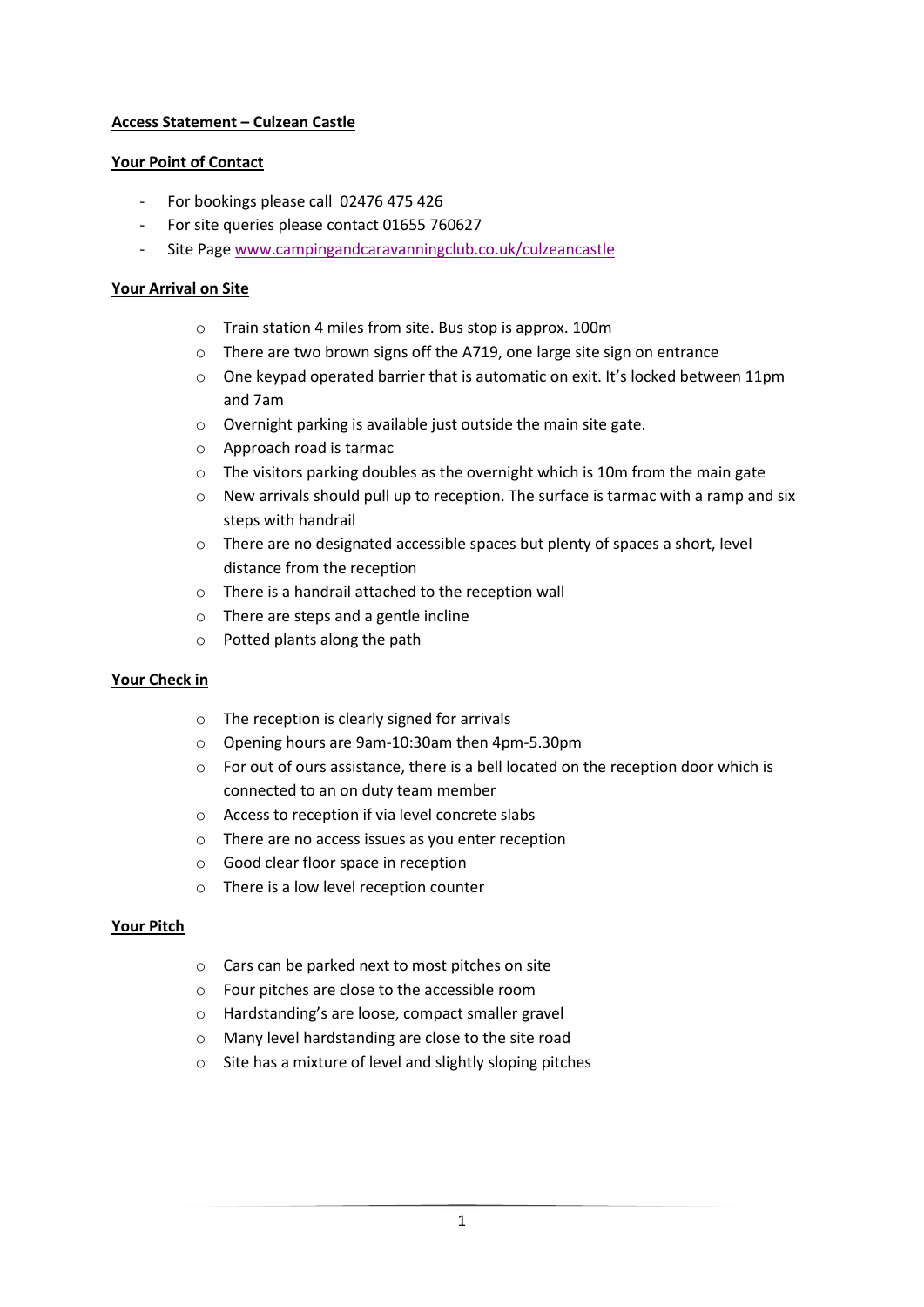**Access Statement – Culzean Castle**

**Your Point of Contact**

- For bookings please call 02476 475 426
- For site queries please contact 01655 760627
- Site Page [www.campingandcaravanningclub.co.uk/culzeancastle](www.campingandcaravanningclub.co.uk/culzeancastle)

**Your Arrival on Site**

- Train station 4 miles from site. Bus stop is approx. 100m
- There are two brown signs off the A719, one large site sign on entrance
- One keypad operated barrier that is automatic on exit. It's locked between 11pm and 7am
- Overnight parking is available just outside the main site gate.
- Approach road is tarmac
- The visitors parking doubles as the overnight which is 10m from the main gate
- New arrivals should pull up to reception. The surface is tarmac with a ramp and six steps with handrail
- There are no designated accessible spaces but plenty of spaces a short, level distance from the reception
- There is a handrail attached to the reception wall
- There are steps and a gentle incline
- Potted plants along the path

**Your Check in**

- The reception is clearly signed for arrivals
- Opening hours are 9am-10:30am then 4pm-5.30pm
- For out of ours assistance, there is a bell located on the reception door which is connected to an on duty team member
- Access to reception if via level concrete slabs
- There are no access issues as you enter reception
- Good clear floor space in reception
- There is a low level reception counter

**Your Pitch**

- Cars can be parked next to most pitches on site
- Four pitches are close to the accessible room
- Hardstanding's are loose, compact smaller gravel
- Many level hardstanding are close to the site road
- Site has a mixture of level and slightly sloping pitches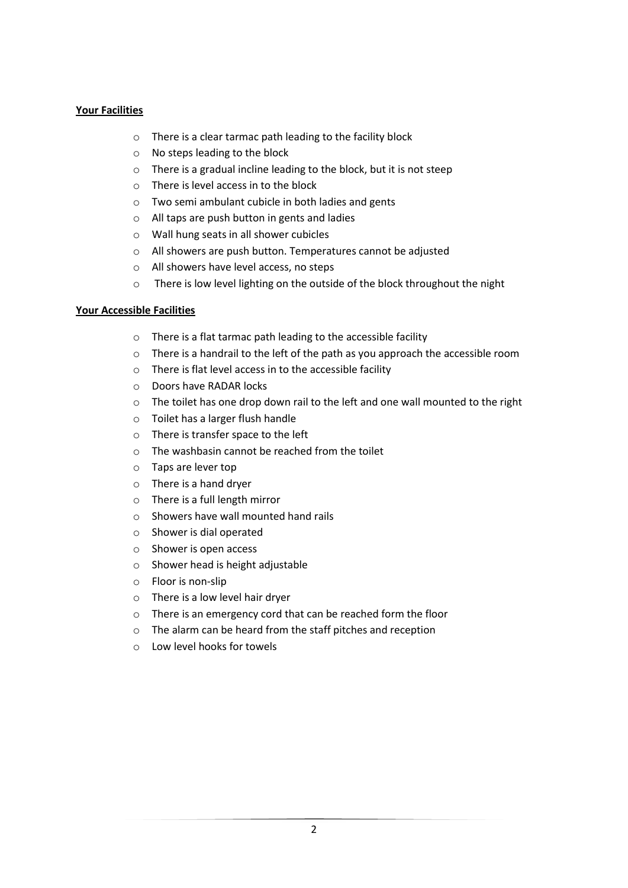**Your Facilities**

- There is a clear tarmac path leading to the facility block
- No steps leading to the block
- There is a gradual incline leading to the block, but it is not steep
- There is level access in to the block
- Two semi ambulant cubicle in both ladies and gents
- All taps are push button in gents and ladies
- Wall hung seats in all shower cubicles
- All showers are push button. Temperatures cannot be adjusted
- All showers have level access, no steps
- There is low level lighting on the outside of the block throughout the night

**Your Accessible Facilities**

- There is a flat tarmac path leading to the accessible facility
- There is a handrail to the left of the path as you approach the accessible room
- There is flat level access in to the accessible facility
- Doors have RADAR locks
- The toilet has one drop down rail to the left and one wall mounted to the right
- Toilet has a larger flush handle
- There is transfer space to the left
- The washbasin cannot be reached from the toilet
- Taps are lever top
- There is a hand dryer
- There is a full length mirror
- Showers have wall mounted hand rails
- Shower is dial operated
- Shower is open access
- Shower head is height adjustable
- Floor is non-slip
- There is a low level hair dryer
- There is an emergency cord that can be reached form the floor
- The alarm can be heard from the staff pitches and reception
- Low level hooks for towels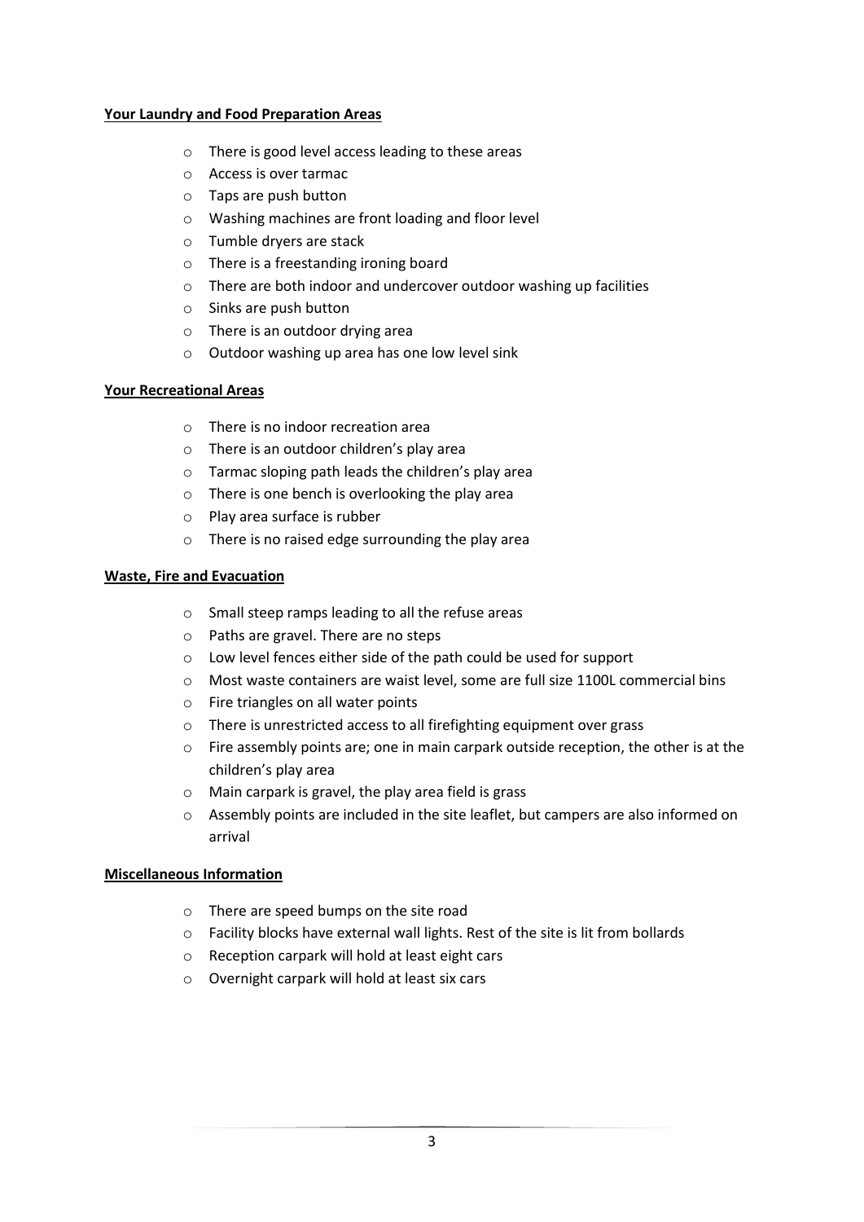**Your Laundry and Food Preparation Areas**

- There is good level access leading to these areas
- Access is over tarmac
- Taps are push button
- Washing machines are front loading and floor level
- Tumble dryers are stack
- There is a freestanding ironing board
- There are both indoor and undercover outdoor washing up facilities
- Sinks are push button
- There is an outdoor drying area
- Outdoor washing up area has one low level sink

**Your Recreational Areas**

- There is no indoor recreation area
- There is an outdoor children's play area
- Tarmac sloping path leads the children's play area
- There is one bench is overlooking the play area
- Play area surface is rubber
- There is no raised edge surrounding the play area

**Waste, Fire and Evacuation**

- Small steep ramps leading to all the refuse areas
- Paths are gravel. There are no steps
- Low level fences either side of the path could be used for support
- Most waste containers are waist level, some are full size 1100L commercial bins
- Fire triangles on all water points
- There is unrestricted access to all firefighting equipment over grass
- Fire assembly points are; one in main carpark outside reception, the other is at the children's play area
- Main carpark is gravel, the play area field is grass
- Assembly points are included in the site leaflet, but campers are also informed on arrival

**Miscellaneous Information**

- There are speed bumps on the site road
- Facility blocks have external wall lights. Rest of the site is lit from bollards
- Reception carpark will hold at least eight cars
- Overnight carpark will hold at least six cars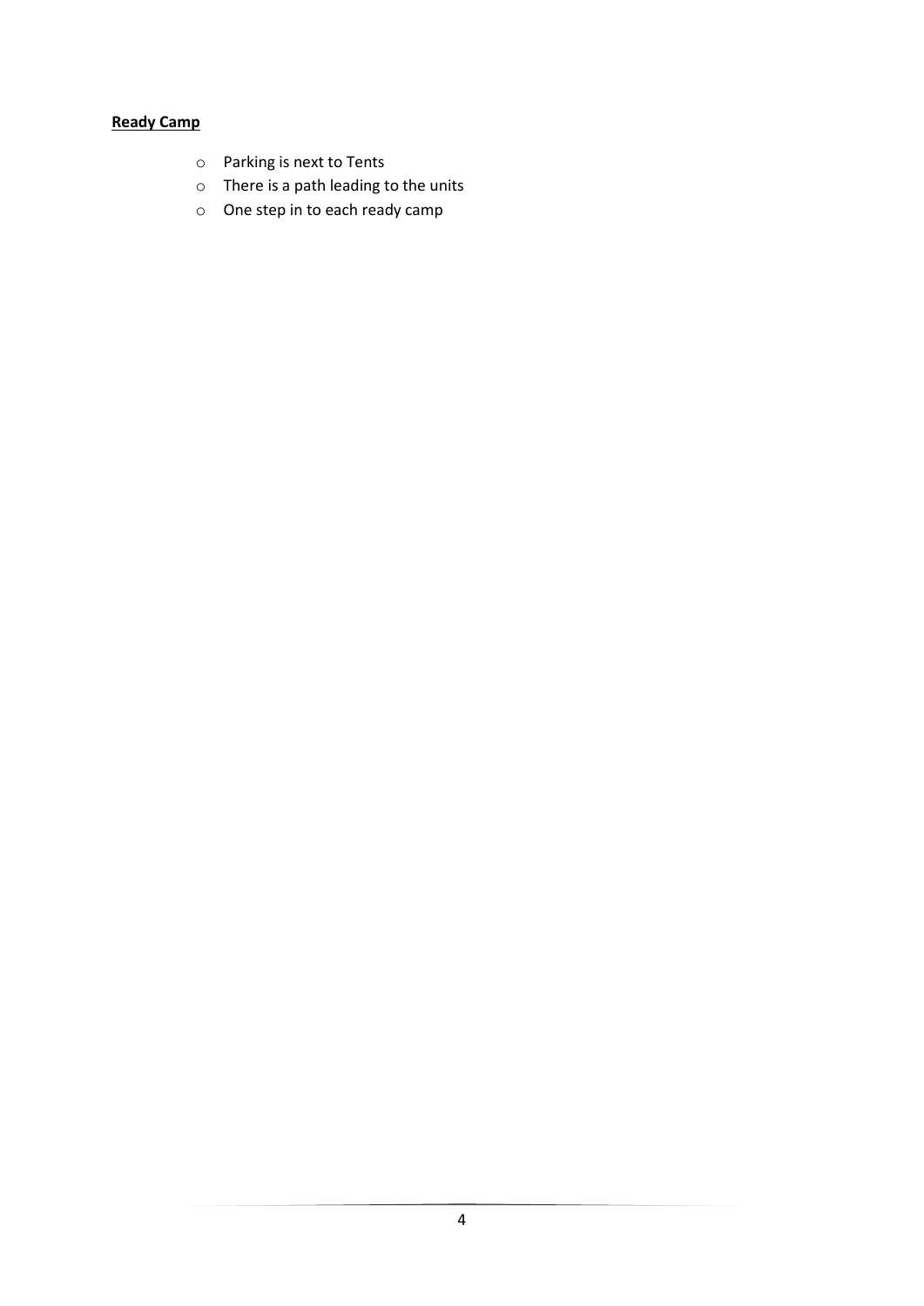**Ready Camp**

- Parking is next to Tents
- There is a path leading to the units
- One step in to each ready camp